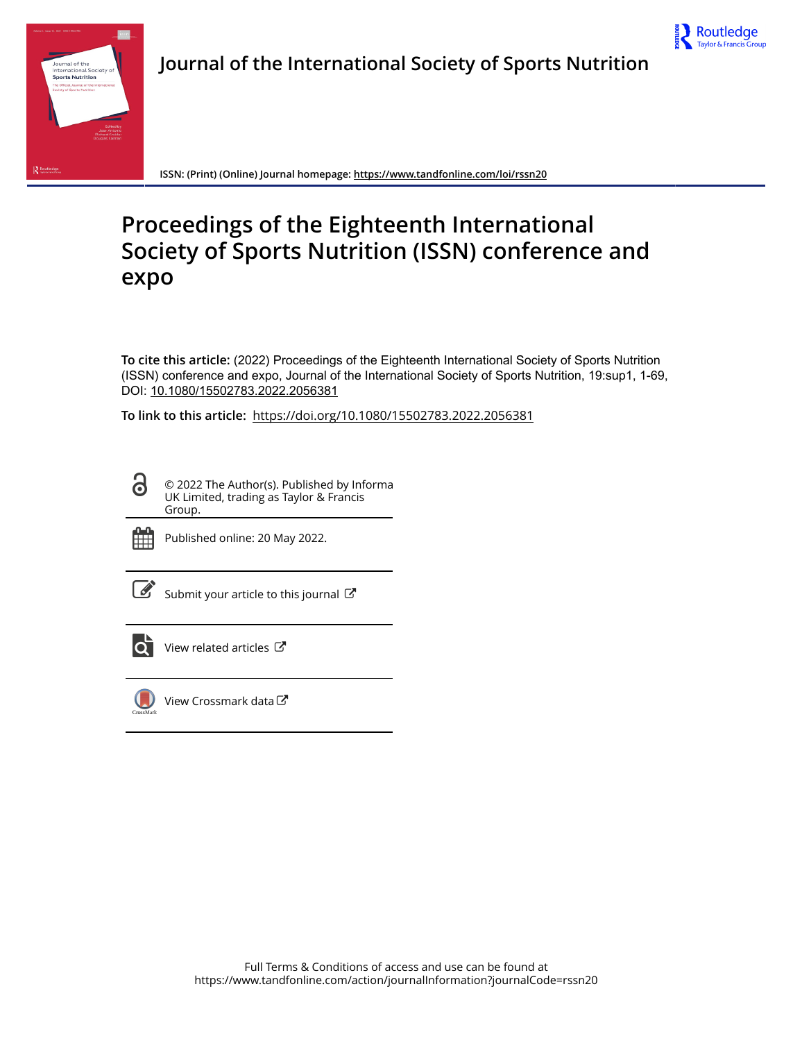Journal of the International Society of Sports Nutrition

ISSN: (Print) (Online) Journal homepage: https://www.tandfonline.com/loi/rssn20

# Proceedings of the Eighteenth International Society of Sports Nutrition (ISSN) conference and expo

**To cite this article:** (2022) Proceedings of the Eighteenth International Society of Sports Nutrition (ISSN) conference and expo, Journal of the International Society of Sports Nutrition, 19:sup1, 1-69, DOI: 10.1080/15502783.2022.2056381

**To link to this article:** https://doi.org/10.1080/15502783.2022.2056381

© 2022 The Author(s). Published by Informa UK Limited, trading as Taylor & Francis Group.

Published online: 20 May 2022.

Submit your article to this journal

View related articles

View Crossmark data

Full Terms & Conditions of access and use can be found at
https://www.tandfonline.com/action/journalInformation?journalCode=rssn20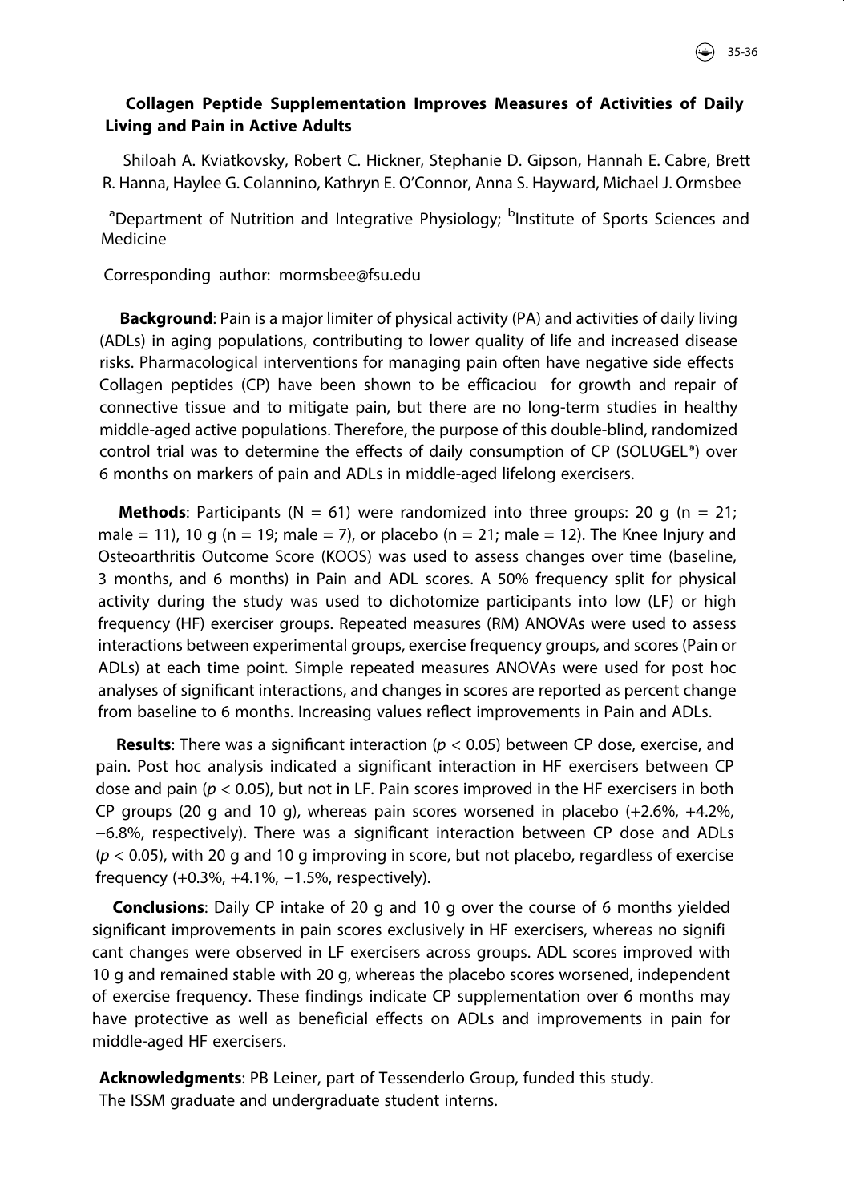## Collagen Peptide Supplementation Improves Measures of Activities of Daily Living and Pain in Active Adults

Shiloah A. Kviatkovsky, Robert C. Hickner, Stephanie D. Gipson, Hannah E. Cabre, Brett R. Hanna, Haylee G. Colannino, Kathryn E. O'Connor, Anna S. Hayward, Michael J. Ormsbee

[a]Department of Nutrition and Integrative Physiology; [b]Institute of Sports Sciences and Medicine

Corresponding author: mormsbee@fsu.edu

**Background**: Pain is a major limiter of physical activity (PA) and activities of daily living (ADLs) in aging populations, contributing to lower quality of life and increased disease risks. Pharmacological interventions for managing pain often have negative side effects Collagen peptides (CP) have been shown to be efficaciou for growth and repair of connective tissue and to mitigate pain, but there are no long-term studies in healthy middle-aged active populations. Therefore, the purpose of this double-blind, randomized control trial was to determine the effects of daily consumption of CP (SOLUGEL®) over 6 months on markers of pain and ADLs in middle-aged lifelong exercisers.

**Methods**: Participants (N = 61) were randomized into three groups: 20 g (n = 21; male = 11), 10 g (n = 19; male = 7), or placebo (n = 21; male = 12). The Knee Injury and Osteoarthritis Outcome Score (KOOS) was used to assess changes over time (baseline, 3 months, and 6 months) in Pain and ADL scores. A 50% frequency split for physical activity during the study was used to dichotomize participants into low (LF) or high frequency (HF) exerciser groups. Repeated measures (RM) ANOVAs were used to assess interactions between experimental groups, exercise frequency groups, and scores (Pain or ADLs) at each time point. Simple repeated measures ANOVAs were used for post hoc analyses of significant interactions, and changes in scores are reported as percent change from baseline to 6 months. Increasing values reflect improvements in Pain and ADLs.

**Results**: There was a significant interaction ($p < 0.05$) between CP dose, exercise, and pain. Post hoc analysis indicated a significant interaction in HF exercisers between CP dose and pain ($p < 0.05$), but not in LF. Pain scores improved in the HF exercisers in both CP groups (20 g and 10 g), whereas pain scores worsened in placebo (+2.6%, +4.2%, −6.8%, respectively). There was a significant interaction between CP dose and ADLs ($p < 0.05$), with 20 g and 10 g improving in score, but not placebo, regardless of exercise frequency (+0.3%, +4.1%, −1.5%, respectively).

**Conclusions**: Daily CP intake of 20 g and 10 g over the course of 6 months yielded significant improvements in pain scores exclusively in HF exercisers, whereas no signifi cant changes were observed in LF exercisers across groups. ADL scores improved with 10 g and remained stable with 20 g, whereas the placebo scores worsened, independent of exercise frequency. These findings indicate CP supplementation over 6 months may have protective as well as beneficial effects on ADLs and improvements in pain for middle-aged HF exercisers.

**Acknowledgments**: PB Leiner, part of Tessenderlo Group, funded this study.
The ISSM graduate and undergraduate student interns.